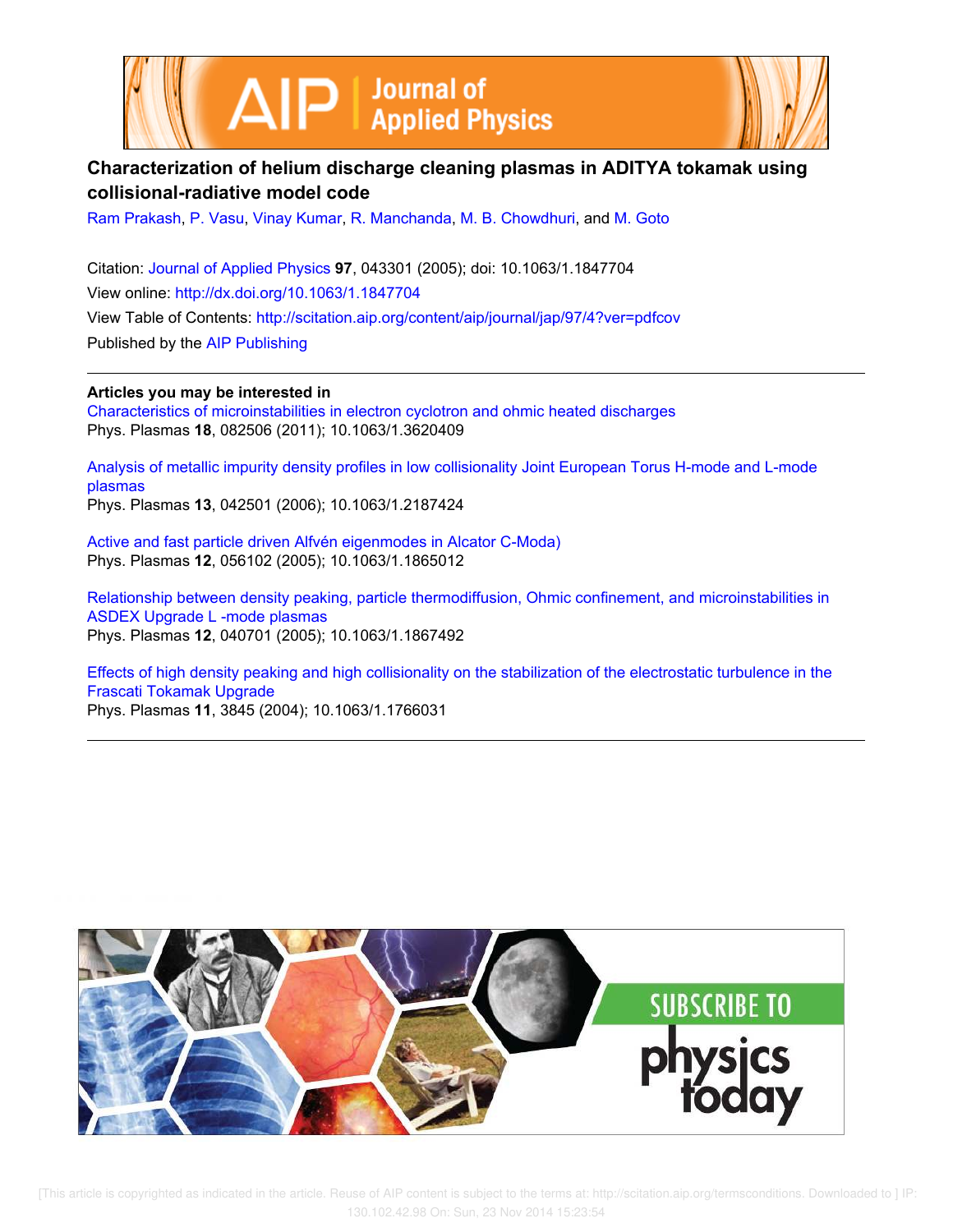# Characterization of helium discharge cleaning plasmas in ADITYA tokamak using collisional-radiative model code

Ram Prakash, P. Vasu, Vinay Kumar, R. Manchanda, M. B. Chowdhuri, and M. Goto

Citation: Journal of Applied Physics **97**, 043301 (2005); doi: 10.1063/1.1847704
View online: http://dx.doi.org/10.1063/1.1847704
View Table of Contents: http://scitation.aip.org/content/aip/journal/jap/97/4?ver=pdfcov
Published by the AIP Publishing

**Articles you may be interested in**

Characteristics of microinstabilities in electron cyclotron and ohmic heated discharges
Phys. Plasmas **18**, 082506 (2011); 10.1063/1.3620409

Analysis of metallic impurity density profiles in low collisionality Joint European Torus H-mode and L-mode plasmas
Phys. Plasmas **13**, 042501 (2006); 10.1063/1.2187424

Active and fast particle driven Alfvén eigenmodes in Alcator C-Moda)
Phys. Plasmas **12**, 056102 (2005); 10.1063/1.1865012

Relationship between density peaking, particle thermodiffusion, Ohmic confinement, and microinstabilities in ASDEX Upgrade L -mode plasmas
Phys. Plasmas **12**, 040701 (2005); 10.1063/1.1867492

Effects of high density peaking and high collisionality on the stabilization of the electrostatic turbulence in the Frascati Tokamak Upgrade
Phys. Plasmas **11**, 3845 (2004); 10.1063/1.1766031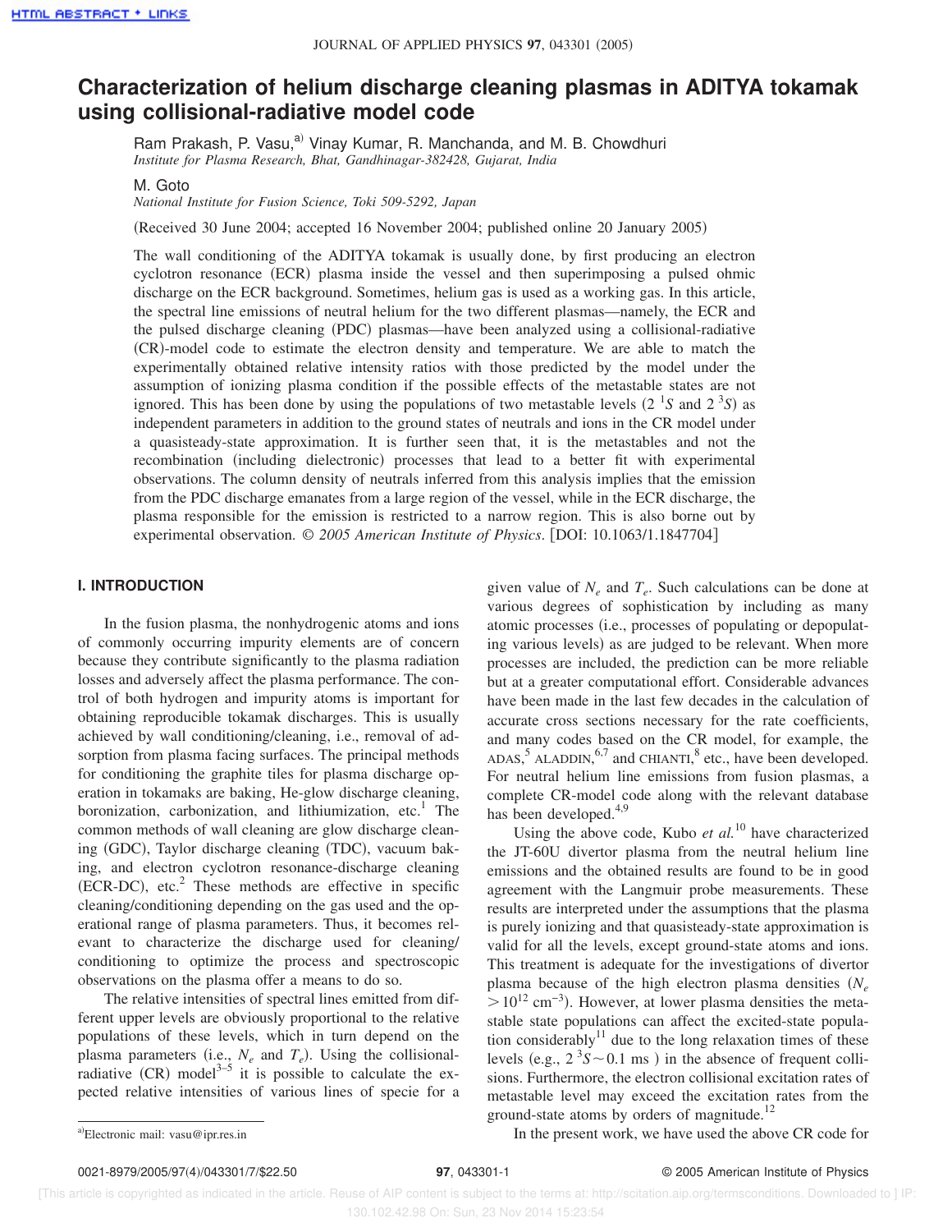# Characterization of helium discharge cleaning plasmas in ADITYA tokamak using collisional-radiative model code

Ram Prakash, P. Vasu,[a] Vinay Kumar, R. Manchanda, and M. B. Chowdhuri
*Institute for Plasma Research, Bhat, Gandhinagar-382428, Gujarat, India*

M. Goto
*National Institute for Fusion Science, Toki 509-5292, Japan*

(Received 30 June 2004; accepted 16 November 2004; published online 20 January 2005)

The wall conditioning of the ADITYA tokamak is usually done, by first producing an electron cyclotron resonance (ECR) plasma inside the vessel and then superimposing a pulsed ohmic discharge on the ECR background. Sometimes, helium gas is used as a working gas. In this article, the spectral line emissions of neutral helium for the two different plasmas—namely, the ECR and the pulsed discharge cleaning (PDC) plasmas—have been analyzed using a collisional-radiative (CR)-model code to estimate the electron density and temperature. We are able to match the experimentally obtained relative intensity ratios with those predicted by the model under the assumption of ionizing plasma condition if the possible effects of the metastable states are not ignored. This has been done by using the populations of two metastable levels ($2\,^1S$ and $2\,^3S$) as independent parameters in addition to the ground states of neutrals and ions in the CR model under a quasisteady-state approximation. It is further seen that, it is the metastables and not the recombination (including dielectronic) processes that lead to a better fit with experimental observations. The column density of neutrals inferred from this analysis implies that the emission from the PDC discharge emanates from a large region of the vessel, while in the ECR discharge, the plasma responsible for the emission is restricted to a narrow region. This is also borne out by experimental observation. © *2005 American Institute of Physics*. [DOI: 10.1063/1.1847704]

## I. INTRODUCTION

In the fusion plasma, the nonhydrogenic atoms and ions of commonly occurring impurity elements are of concern because they contribute significantly to the plasma radiation losses and adversely affect the plasma performance. The control of both hydrogen and impurity atoms is important for obtaining reproducible tokamak discharges. This is usually achieved by wall conditioning/cleaning, i.e., removal of adsorption from plasma facing surfaces. The principal methods for conditioning the graphite tiles for plasma discharge operation in tokamaks are baking, He-glow discharge cleaning, boronization, carbonization, and lithiumization, etc.[1] The common methods of wall cleaning are glow discharge cleaning (GDC), Taylor discharge cleaning (TDC), vacuum baking, and electron cyclotron resonance-discharge cleaning (ECR-DC), etc.[2] These methods are effective in specific cleaning/conditioning depending on the gas used and the operational range of plasma parameters. Thus, it becomes relevant to characterize the discharge used for cleaning/conditioning to optimize the process and spectroscopic observations on the plasma offer a means to do so.

The relative intensities of spectral lines emitted from different upper levels are obviously proportional to the relative populations of these levels, which in turn depend on the plasma parameters (i.e., $N_e$ and $T_e$). Using the collisional-radiative (CR) model[3–5] it is possible to calculate the expected relative intensities of various lines of specie for a given value of $N_e$ and $T_e$. Such calculations can be done at various degrees of sophistication by including as many atomic processes (i.e., processes of populating or depopulating various levels) as are judged to be relevant. When more processes are included, the prediction can be more reliable but at a greater computational effort. Considerable advances have been made in the last few decades in the calculation of accurate cross sections necessary for the rate coefficients, and many codes based on the CR model, for example, the ADAS,[5] ALADDIN,[6,7] and CHIANTI,[8] etc., have been developed. For neutral helium line emissions from fusion plasmas, a complete CR-model code along with the relevant database has been developed.[4,9]

Using the above code, Kubo *et al.*[10] have characterized the JT-60U divertor plasma from the neutral helium line emissions and the obtained results are found to be in good agreement with the Langmuir probe measurements. These results are interpreted under the assumptions that the plasma is purely ionizing and that quasisteady-state approximation is valid for all the levels, except ground-state atoms and ions. This treatment is adequate for the investigations of divertor plasma because of the high electron plasma densities ($N_e > 10^{12}$ cm$^{-3}$). However, at lower plasma densities the metastable state populations can affect the excited-state population considerably[11] due to the long relaxation times of these levels (e.g., $2\,^3S \sim 0.1$ ms ) in the absence of frequent collisions. Furthermore, the electron collisional excitation rates of metastable level may exceed the excitation rates from the ground-state atoms by orders of magnitude.[12]

In the present work, we have used the above CR code for

[a]Electronic mail: vasu@ipr.res.in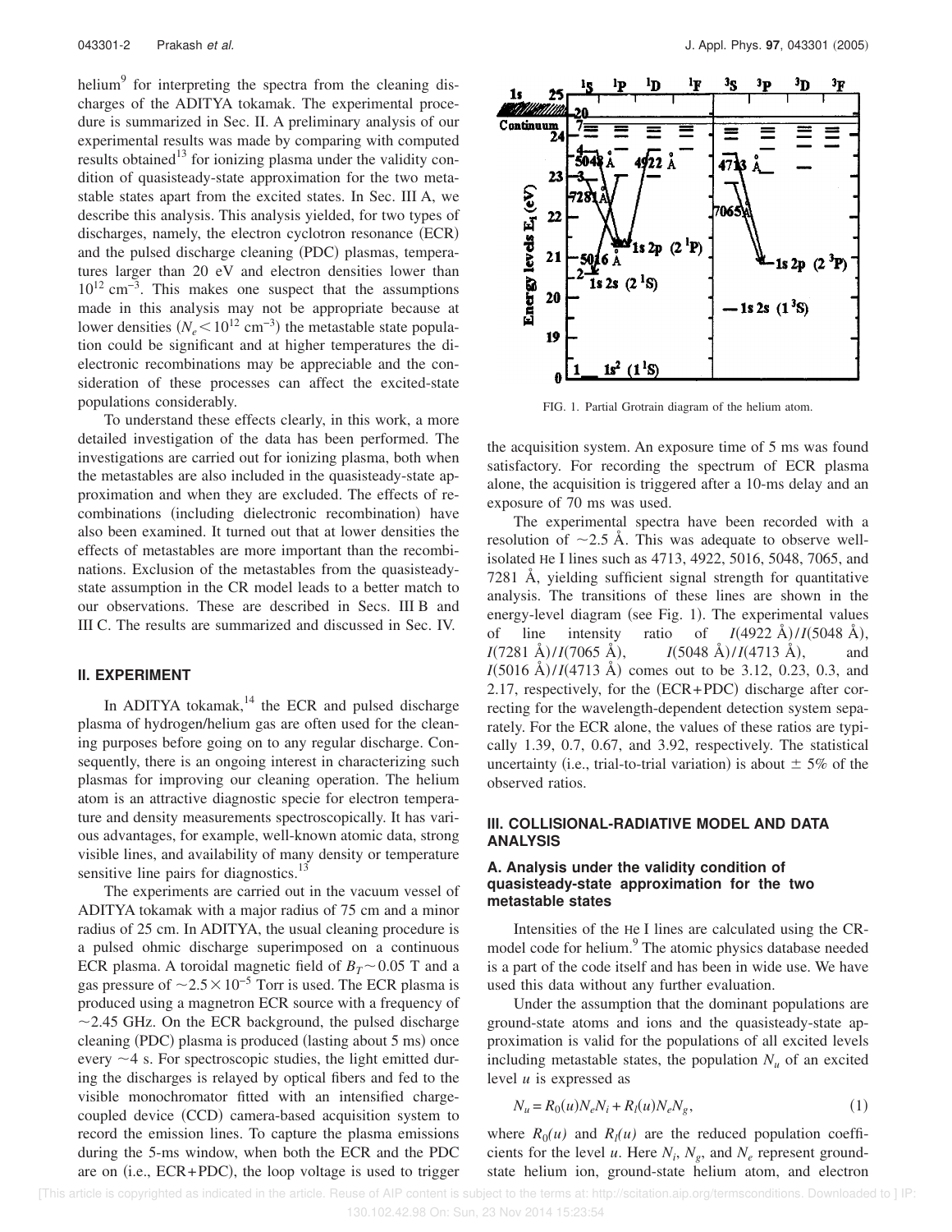helium[9] for interpreting the spectra from the cleaning discharges of the ADITYA tokamak. The experimental procedure is summarized in Sec. II. A preliminary analysis of our experimental results was made by comparing with computed results obtained[13] for ionizing plasma under the validity condition of quasisteady-state approximation for the two metastable states apart from the excited states. In Sec. III A, we describe this analysis. This analysis yielded, for two types of discharges, namely, the electron cyclotron resonance (ECR) and the pulsed discharge cleaning (PDC) plasmas, temperatures larger than 20 eV and electron densities lower than $10^{12}$ cm$^{-3}$. This makes one suspect that the assumptions made in this analysis may not be appropriate because at lower densities ($N_e < 10^{12}$ cm$^{-3}$) the metastable state population could be significant and at higher temperatures the dielectronic recombinations may be appreciable and the consideration of these processes can affect the excited-state populations considerably.

To understand these effects clearly, in this work, a more detailed investigation of the data has been performed. The investigations are carried out for ionizing plasma, both when the metastables are also included in the quasisteady-state approximation and when they are excluded. The effects of recombinations (including dielectronic recombination) have also been examined. It turned out that at lower densities the effects of metastables are more important than the recombinations. Exclusion of the metastables from the quasisteady-state assumption in the CR model leads to a better match to our observations. These are described in Secs. III B and III C. The results are summarized and discussed in Sec. IV.

## II. EXPERIMENT

In ADITYA tokamak,[14] the ECR and pulsed discharge plasma of hydrogen/helium gas are often used for the cleaning purposes before going on to any regular discharge. Consequently, there is an ongoing interest in characterizing such plasmas for improving our cleaning operation. The helium atom is an attractive diagnostic specie for electron temperature and density measurements spectroscopically. It has various advantages, for example, well-known atomic data, strong visible lines, and availability of many density or temperature sensitive line pairs for diagnostics.[13]

The experiments are carried out in the vacuum vessel of ADITYA tokamak with a major radius of 75 cm and a minor radius of 25 cm. In ADITYA, the usual cleaning procedure is a pulsed ohmic discharge superimposed on a continuous ECR plasma. A toroidal magnetic field of $B_T \sim 0.05$ T and a gas pressure of $\sim 2.5 \times 10^{-5}$ Torr is used. The ECR plasma is produced using a magnetron ECR source with a frequency of ~2.45 GHz. On the ECR background, the pulsed discharge cleaning (PDC) plasma is produced (lasting about 5 ms) once every ~4 s. For spectroscopic studies, the light emitted during the discharges is relayed by optical fibers and fed to the visible monochromator fitted with an intensified charge-coupled device (CCD) camera-based acquisition system to record the emission lines. To capture the plasma emissions during the 5-ms window, when both the ECR and the PDC are on (i.e., ECR+PDC), the loop voltage is used to trigger the acquisition system. An exposure time of 5 ms was found satisfactory. For recording the spectrum of ECR plasma alone, the acquisition is triggered after a 10-ms delay and an exposure of 70 ms was used.

FIG. 1. Partial Grotrain diagram of the helium atom.

The experimental spectra have been recorded with a resolution of ~2.5 Å. This was adequate to observe well-isolated He I lines such as 4713, 4922, 5016, 5048, 7065, and 7281 Å, yielding sufficient signal strength for quantitative analysis. The transitions of these lines are shown in the energy-level diagram (see Fig. 1). The experimental values of line intensity ratio of $I$(4922 Å)/$I$(5048 Å), $I$(7281 Å)/$I$(7065 Å), $I$(5048 Å)/$I$(4713 Å), and $I$(5016 Å)/$I$(4713 Å) comes out to be 3.12, 0.23, 0.3, and 2.17, respectively, for the (ECR+PDC) discharge after correcting for the wavelength-dependent detection system separately. For the ECR alone, the values of these ratios are typically 1.39, 0.7, 0.67, and 3.92, respectively. The statistical uncertainty (i.e., trial-to-trial variation) is about ± 5% of the observed ratios.

## III. COLLISIONAL-RADIATIVE MODEL AND DATA ANALYSIS

### A. Analysis under the validity condition of quasisteady-state approximation for the two metastable states

Intensities of the He I lines are calculated using the CR-model code for helium.[9] The atomic physics database needed is a part of the code itself and has been in wide use. We have used this data without any further evaluation.

Under the assumption that the dominant populations are ground-state atoms and ions and the quasisteady-state approximation is valid for the populations of all excited levels including metastable states, the population $N_u$ of an excited level $u$ is expressed as

$$N_u = R_0(u) N_e N_i + R_l(u) N_e N_g, \tag{1}$$

where $R_0(u)$ and $R_l(u)$ are the reduced population coefficients for the level $u$. Here $N_i$, $N_g$, and $N_e$ represent ground-state helium ion, ground-state helium atom, and electron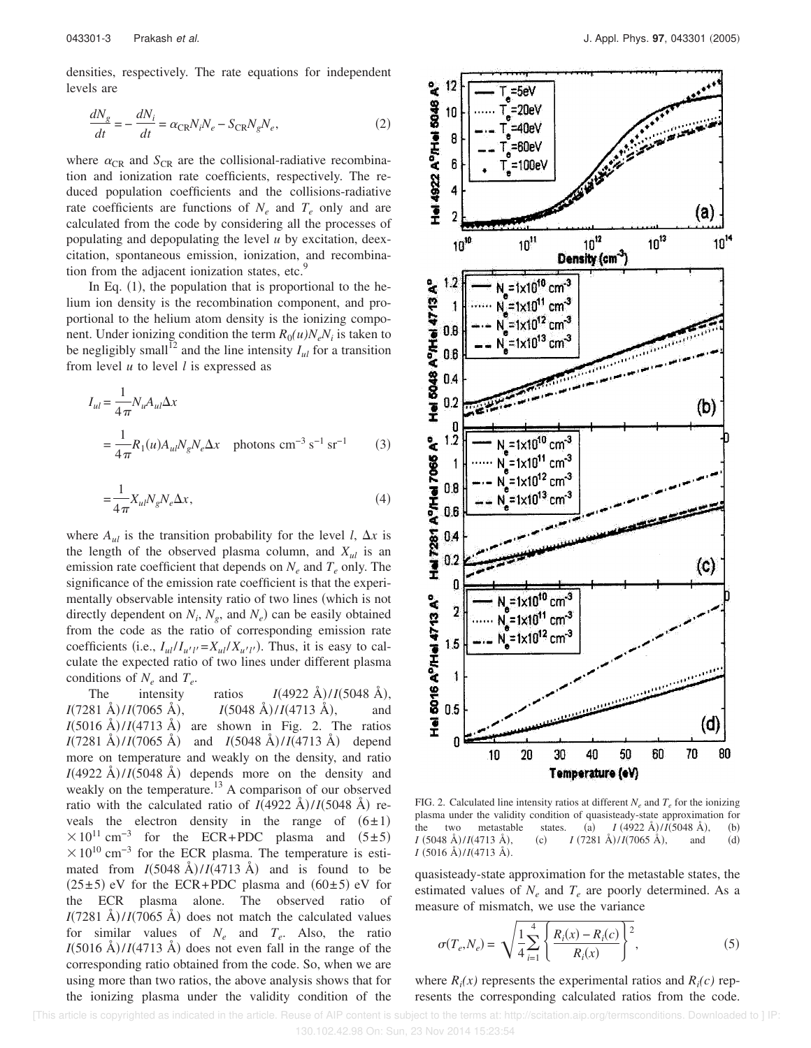densities, respectively. The rate equations for independent levels are

$$\frac{dN_g}{dt} = -\frac{dN_i}{dt} = \alpha_{\mathrm{CR}} N_i N_e - S_{\mathrm{CR}} N_g N_e, \tag{2}$$

where $\alpha_{\mathrm{CR}}$ and $S_{\mathrm{CR}}$ are the collisional-radiative recombination and ionization rate coefficients, respectively. The reduced population coefficients and the collisions-radiative rate coefficients are functions of $N_e$ and $T_e$ only and are calculated from the code by considering all the processes of populating and depopulating the level $u$ by excitation, deexcitation, spontaneous emission, ionization, and recombination from the adjacent ionization states, etc.[9]

In Eq. (1), the population that is proportional to the helium ion density is the recombination component, and proportional to the helium atom density is the ionizing component. Under ionizing condition the term $R_0(u)N_eN_i$ is taken to be negligibly small[12] and the line intensity $I_{ul}$ for a transition from level $u$ to level $l$ is expressed as

$$I_{ul} = \frac{1}{4\pi} N_u A_{ul} \Delta x$$

$$= \frac{1}{4\pi} R_1(u) A_{ul} N_g N_e \Delta x \quad \text{photons cm}^{-3}\ \text{s}^{-1}\ \text{sr}^{-1} \tag{3}$$

$$= \frac{1}{4\pi} X_{ul} N_g N_e \Delta x, \tag{4}$$

where $A_{ul}$ is the transition probability for the level $l$, $\Delta x$ is the length of the observed plasma column, and $X_{ul}$ is an emission rate coefficient that depends on $N_e$ and $T_e$ only. The significance of the emission rate coefficient is that the experimentally observable intensity ratio of two lines (which is not directly dependent on $N_i$, $N_g$, and $N_e$) can be easily obtained from the code as the ratio of corresponding emission rate coefficients (i.e., $I_{ul}/I_{u'l'} = X_{ul}/X_{u'l'}$). Thus, it is easy to calculate the expected ratio of two lines under different plasma conditions of $N_e$ and $T_e$.

The intensity ratios $I(4922\ \text{Å})/I(5048\ \text{Å})$, $I(7281\ \text{Å})/I(7065\ \text{Å})$, $I(5048\ \text{Å})/I(4713\ \text{Å})$, and $I(5016\ \text{Å})/I(4713\ \text{Å})$ are shown in Fig. 2. The ratios $I(7281\ \text{Å})/I(7065\ \text{Å})$ and $I(5048\ \text{Å})/I(4713\ \text{Å})$ depend more on temperature and weakly on the density, and ratio $I(4922\ \text{Å})/I(5048\ \text{Å})$ depends more on the density and weakly on the temperature.[13] A comparison of our observed ratio with the calculated ratio of $I(4922\ \text{Å})/I(5048\ \text{Å})$ reveals the electron density in the range of $(6\pm1) \times 10^{11}\ \text{cm}^{-3}$ for the ECR+PDC plasma and $(5\pm5) \times 10^{10}\ \text{cm}^{-3}$ for the ECR plasma. The temperature is estimated from $I(5048\ \text{Å})/I(4713\ \text{Å})$ and is found to be $(25\pm5)$ eV for the ECR+PDC plasma and $(60\pm5)$ eV for the ECR plasma alone. The observed ratio of $I(7281\ \text{Å})/I(7065\ \text{Å})$ does not match the calculated values for similar values of $N_e$ and $T_e$. Also, the ratio $I(5016\ \text{Å})/I(4713\ \text{Å})$ does not even fall in the range of the corresponding ratio obtained from the code. So, when we are using more than two ratios, the above analysis shows that for the ionizing plasma under the validity condition of the quasisteady-state approximation for the metastable states, the estimated values of $N_e$ and $T_e$ are poorly determined. As a measure of mismatch, we use the variance

$$\sigma(T_e, N_e) = \sqrt{\frac{1}{4} \sum_{i=1}^{4} \left\{ \frac{R_i(x) - R_i(c)}{R_i(x)} \right\}^2}, \tag{5}$$

where $R_i(x)$ represents the experimental ratios and $R_i(c)$ represents the corresponding calculated ratios from the code.

FIG. 2. Calculated line intensity ratios at different $N_e$ and $T_e$ for the ionizing plasma under the validity condition of quasisteady-state approximation for the two metastable states. (a) $I\ (4922\ \text{Å})/I(5048\ \text{Å})$, (b) $I\ (5048\ \text{Å})/I(4713\ \text{Å})$, (c) $I\ (7281\ \text{Å})/I(7065\ \text{Å})$, and (d) $I\ (5016\ \text{Å})/I(4713\ \text{Å})$.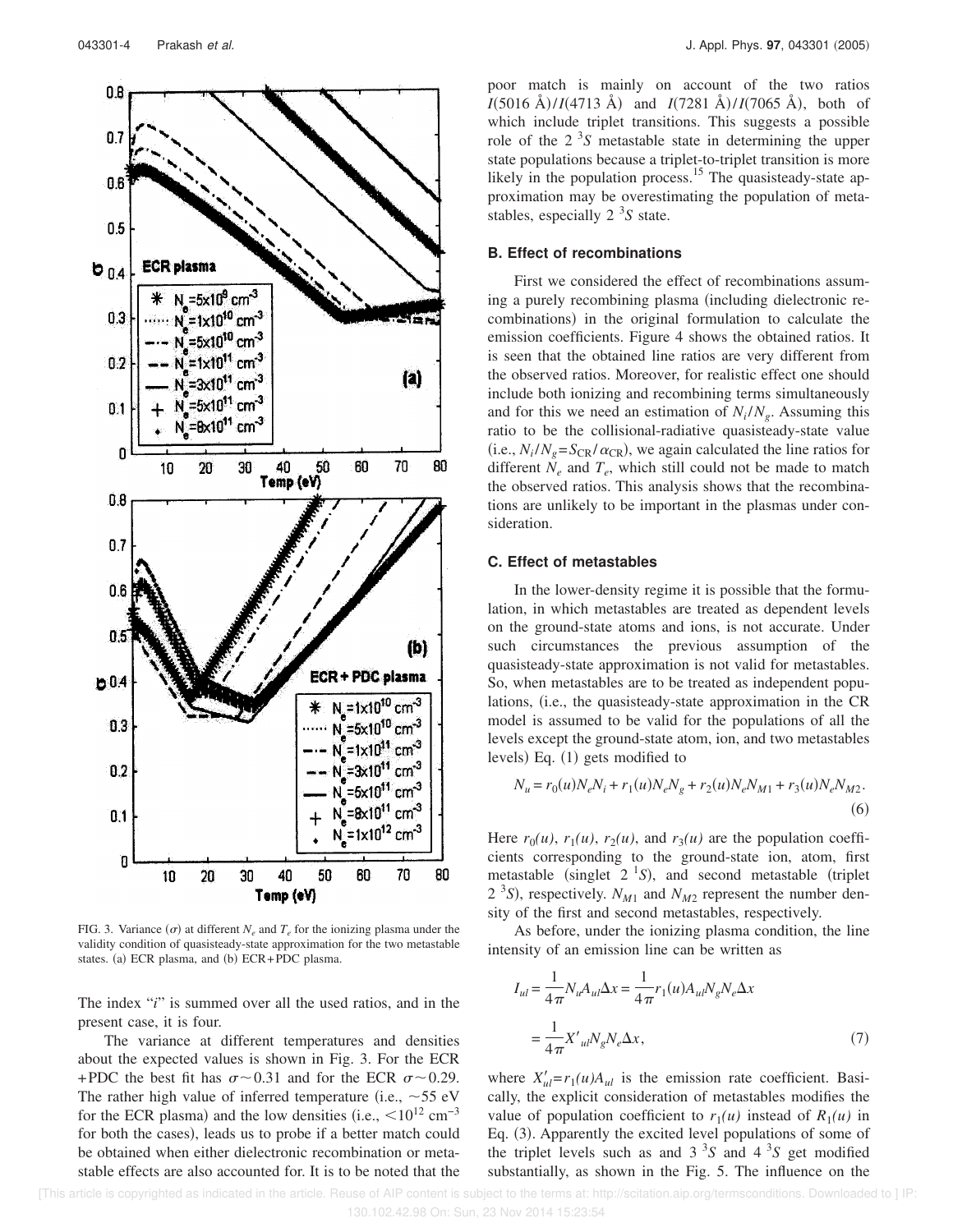FIG. 3. Variance ($\sigma$) at different $N_e$ and $T_e$ for the ionizing plasma under the validity condition of quasisteady-state approximation for the two metastable states. (a) ECR plasma, and (b) ECR+PDC plasma.

The index "$i$" is summed over all the used ratios, and in the present case, it is four.

The variance at different temperatures and densities about the expected values is shown in Fig. 3. For the ECR +PDC the best fit has $\sigma \sim 0.31$ and for the ECR $\sigma \sim 0.29$. The rather high value of inferred temperature (i.e., $\sim 55$ eV for the ECR plasma) and the low densities (i.e., $< 10^{12}$ cm$^{-3}$ for both the cases), leads us to probe if a better match could be obtained when either dielectronic recombination or metastable effects are also accounted for. It is to be noted that the poor match is mainly on account of the two ratios $I(5016$ Å$)/I(4713$ Å$)$ and $I(7281$ Å$)/I(7065$ Å$)$, both of which include triplet transitions. This suggests a possible role of the $2\,^3S$ metastable state in determining the upper state populations because a triplet-to-triplet transition is more likely in the population process.[15] The quasisteady-state approximation may be overestimating the population of metastables, especially $2\,^3S$ state.

### B. Effect of recombinations

First we considered the effect of recombinations assuming a purely recombining plasma (including dielectronic recombinations) in the original formulation to calculate the emission coefficients. Figure 4 shows the obtained ratios. It is seen that the obtained line ratios are very different from the observed ratios. Moreover, for realistic effect one should include both ionizing and recombining terms simultaneously and for this we need an estimation of $N_i/N_g$. Assuming this ratio to be the collisional-radiative quasisteady-state value (i.e., $N_i/N_g = S_{CR}/\alpha_{CR}$), we again calculated the line ratios for different $N_e$ and $T_e$, which still could not be made to match the observed ratios. This analysis shows that the recombinations are unlikely to be important in the plasmas under consideration.

### C. Effect of metastables

In the lower-density regime it is possible that the formulation, in which metastables are treated as dependent levels on the ground-state atoms and ions, is not accurate. Under such circumstances the previous assumption of the quasisteady-state approximation is not valid for metastables. So, when metastables are to be treated as independent populations, (i.e., the quasisteady-state approximation in the CR model is assumed to be valid for the populations of all the levels except the ground-state atom, ion, and two metastable levels) Eq. (1) gets modified to

$$N_u = r_0(u)N_eN_i + r_1(u)N_eN_g + r_2(u)N_eN_{M1} + r_3(u)N_eN_{M2}. \tag{6}$$

Here $r_0(u)$, $r_1(u)$, $r_2(u)$, and $r_3(u)$ are the population coefficients corresponding to the ground-state ion, atom, first metastable (singlet $2\,^1S$), and second metastable (triplet $2\,^3S$), respectively. $N_{M1}$ and $N_{M2}$ represent the number density of the first and second metastables, respectively.

As before, under the ionizing plasma condition, the line intensity of an emission line can be written as

$$I_{ul} = \frac{1}{4\pi}N_uA_{ul}\Delta x = \frac{1}{4\pi}r_1(u)A_{ul}N_gN_e\Delta x$$
$$= \frac{1}{4\pi}X'_{ul}N_gN_e\Delta x, \tag{7}$$

where $X'_{ul} = r_1(u)A_{ul}$ is the emission rate coefficient. Basically, the explicit consideration of metastables modifies the value of population coefficient to $r_1(u)$ instead of $R_1(u)$ in Eq. (3). Apparently the excited level populations of some of the triplet levels such as and $3\,^3S$ and $4\,^3S$ get modified substantially, as shown in the Fig. 5. The influence on the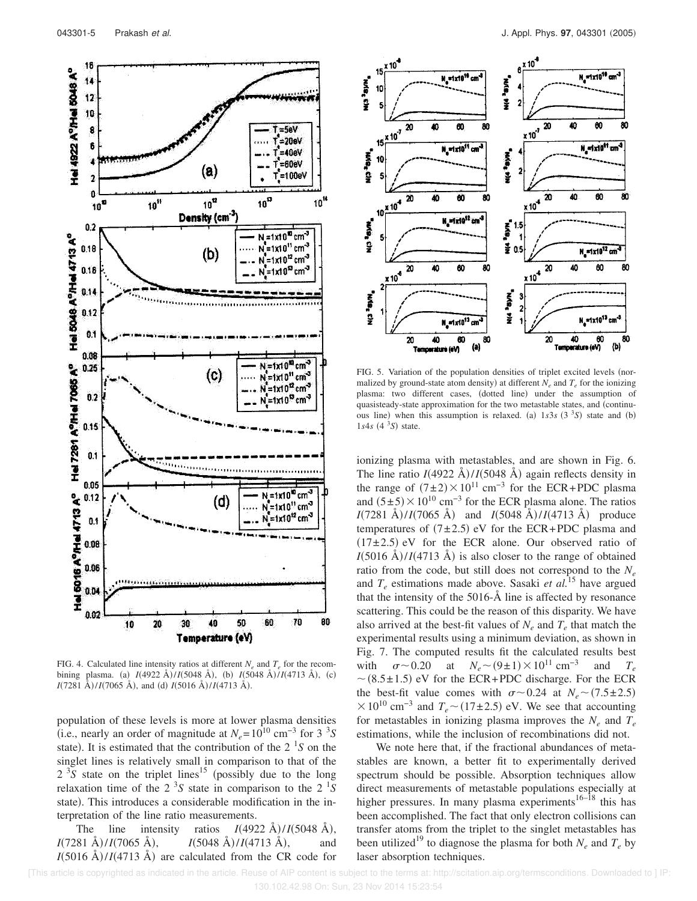FIG. 4. Calculated line intensity ratios at different $N_e$ and $T_e$ for the recombining plasma. (a) $I(4922\ \text{Å})/I(5048\ \text{Å})$, (b) $I(5048\ \text{Å})/I(4713\ \text{Å})$, (c) $I(7281\ \text{Å})/I(7065\ \text{Å})$, and (d) $I(5016\ \text{Å})/I(4713\ \text{Å})$.

population of these levels is more at lower plasma densities (i.e., nearly an order of magnitude at $N_e = 10^{10}\ \text{cm}^{-3}$ for $3\ ^3S$ state). It is estimated that the contribution of the $2\ ^1S$ on the singlet lines is relatively small in comparison to that of the $2\ ^3S$ state on the triplet lines[15] (possibly due to the long relaxation time of the $2\ ^3S$ state in comparison to the $2\ ^1S$ state). This introduces a considerable modification in the interpretation of the line ratio measurements.

The line intensity ratios $I(4922\ \text{Å})/I(5048\ \text{Å})$, $I(7281\ \text{Å})/I(7065\ \text{Å})$, $I(5048\ \text{Å})/I(4713\ \text{Å})$, and $I(5016\ \text{Å})/I(4713\ \text{Å})$ are calculated from the CR code for ionizing plasma with metastables, and are shown in Fig. 6. The line ratio $I(4922\ \text{Å})/I(5048\ \text{Å})$ again reflects density in the range of $(7 \pm 2) \times 10^{11}\ \text{cm}^{-3}$ for the ECR+PDC plasma and $(5 \pm 5) \times 10^{10}\ \text{cm}^{-3}$ for the ECR plasma alone. The ratios $I(7281\ \text{Å})/I(7065\ \text{Å})$ and $I(5048\ \text{Å})/I(4713\ \text{Å})$ produce temperatures of $(7 \pm 2.5)$ eV for the ECR+PDC plasma and $(17 \pm 2.5)$ eV for the ECR alone. Our observed ratio of $I(5016\ \text{Å})/I(4713\ \text{Å})$ is also closer to the range of obtained ratio from the code, but still does not correspond to the $N_e$ and $T_e$ estimations made above. Sasaki *et al.*[15] have argued that the intensity of the 5016-Å line is affected by resonance scattering. This could be the reason of this disparity. We have also arrived at the best-fit values of $N_e$ and $T_e$ that match the experimental results using a minimum deviation, as shown in Fig. 7. The computed results fit the calculated results best with $\sigma \sim 0.20$ at $N_e \sim (9 \pm 1) \times 10^{11}\ \text{cm}^{-3}$ and $T_e \sim (8.5 \pm 1.5)$ eV for the ECR+PDC discharge. For the ECR the best-fit value comes with $\sigma \sim 0.24$ at $N_e \sim (7.5 \pm 2.5) \times 10^{10}\ \text{cm}^{-3}$ and $T_e \sim (17 \pm 2.5)$ eV. We see that accounting for metastables in ionizing plasma improves the $N_e$ and $T_e$ estimations, while the inclusion of recombinations did not.

We note here that, if the fractional abundances of metastables are known, a better fit to experimentally derived spectrum should be possible. Absorption techniques allow direct measurements of metastable populations especially at higher pressures. In many plasma experiments[16–18] this has been accomplished. The fact that only electron collisions can transfer atoms from the triplet to the singlet metastables has been utilized[19] to diagnose the plasma for both $N_e$ and $T_e$ by laser absorption techniques.

FIG. 5. Variation of the population densities of triplet excited levels (normalized by ground-state atom density) at different $N_e$ and $T_e$ for the ionizing plasma: two different cases, (dotted line) under the assumption of quasisteady-state approximation for the two metastable states, and (continuous line) when this assumption is relaxed. (a) $1s3s\ (3\ ^3S)$ state and (b) $1s4s\ (4\ ^3S)$ state.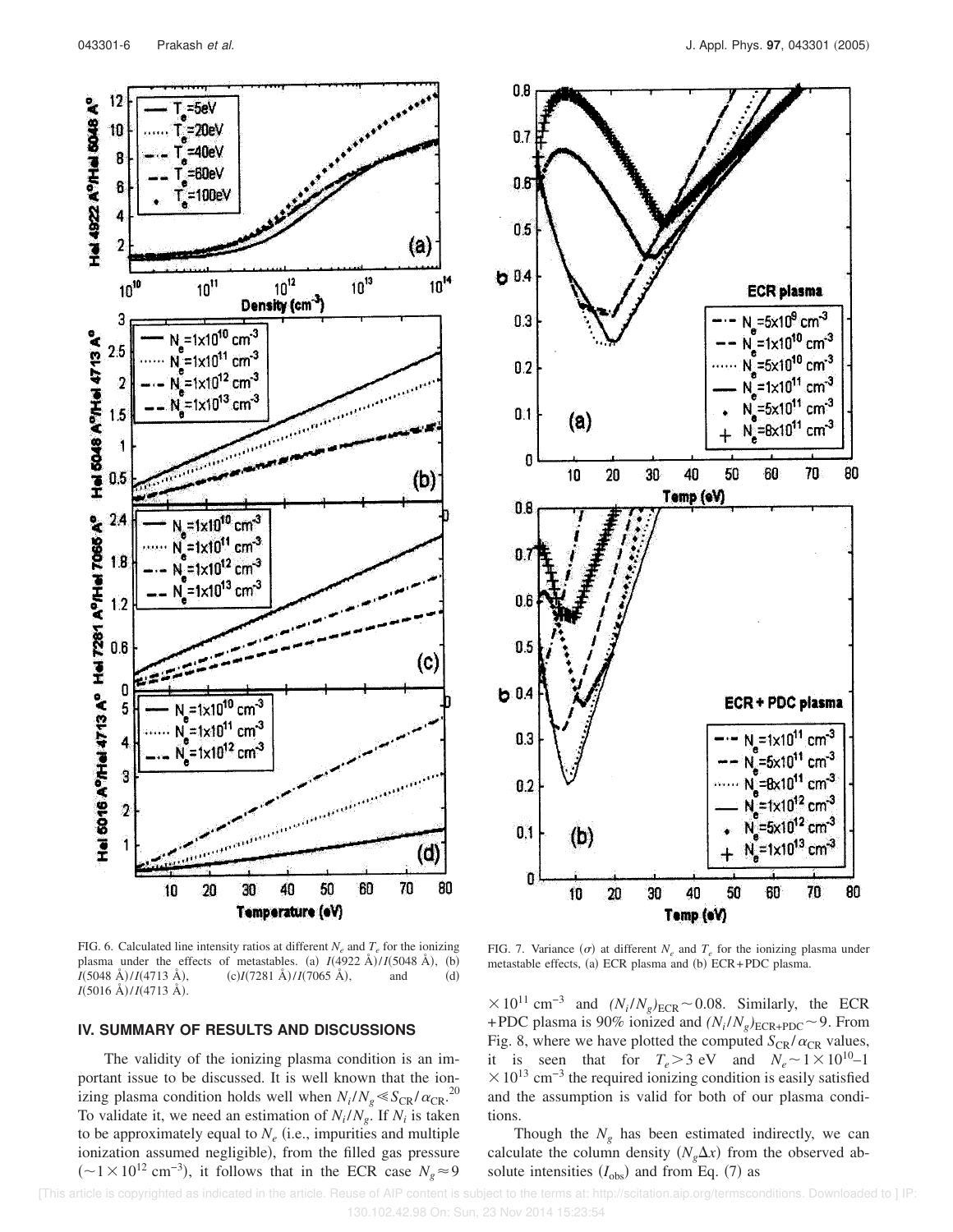FIG. 6. Calculated line intensity ratios at different $N_e$ and $T_e$ for the ionizing plasma under the effects of metastables. (a) $I(4922\ \text{Å})/I(5048\ \text{Å})$, (b) $I(5048\ \text{Å})/I(4713\ \text{Å})$, (c) $I(7281\ \text{Å})/I(7065\ \text{Å})$, and (d) $I(5016\ \text{Å})/I(4713\ \text{Å})$.

FIG. 7. Variance ($\sigma$) at different $N_e$ and $T_e$ for the ionizing plasma under metastable effects, (a) ECR plasma and (b) ECR+PDC plasma.

## IV. SUMMARY OF RESULTS AND DISCUSSIONS

The validity of the ionizing plasma condition is an important issue to be discussed. It is well known that the ionizing plasma condition holds well when $N_i/N_g \ll S_{CR}/\alpha_{CR}$.[20] To validate it, we need an estimation of $N_i/N_g$. If $N_i$ is taken to be approximately equal to $N_e$ (i.e., impurities and multiple ionization assumed negligible), from the filled gas pressure ($\sim 1\times 10^{12}\ \text{cm}^{-3}$), it follows that in the ECR case $N_g \approx 9 \times 10^{11}\ \text{cm}^{-3}$ and $(N_i/N_g)_{ECR} \sim 0.08$. Similarly, the ECR +PDC plasma is 90% ionized and $(N_i/N_g)_{ECR+PDC} \sim 9$. From Fig. 8, where we have plotted the computed $S_{CR}/\alpha_{CR}$ values, it is seen that for $T_e > 3$ eV and $N_e \sim 1\times 10^{10}$–$1\times 10^{13}\ \text{cm}^{-3}$ the required ionizing condition is easily satisfied and the assumption is valid for both of our plasma conditions.

Though the $N_g$ has been estimated indirectly, we can calculate the column density ($N_g\Delta x$) from the observed absolute intensities ($I_{obs}$) and from Eq. (7) as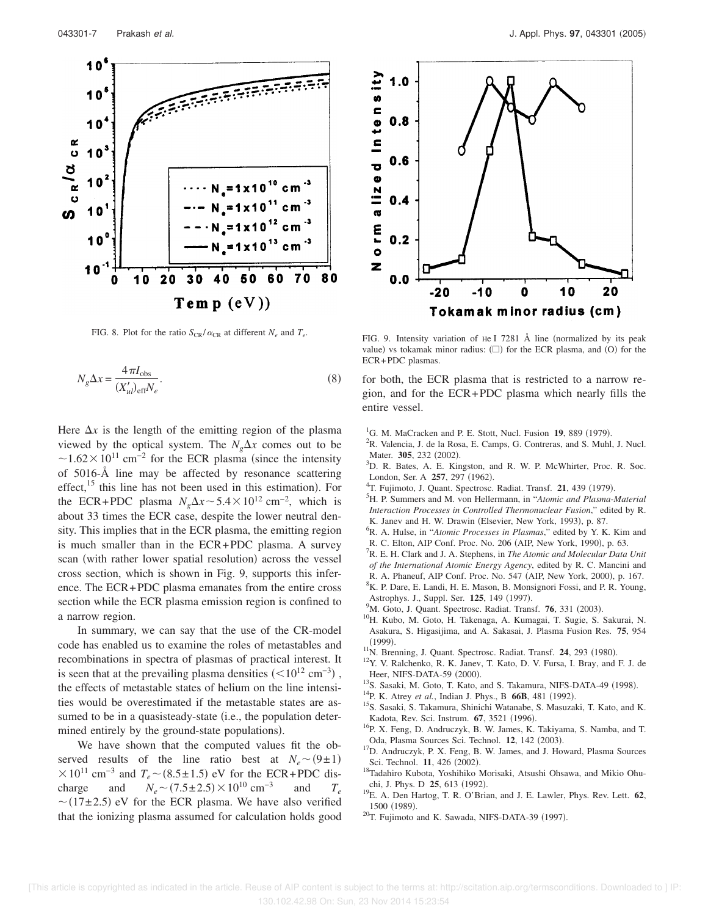$10^{6}$
$10^{5}$
$10^{4}$
$10^{3}$
$10^{2}$
$10^{1}$
$10^{0}$
$10^{-1}$

$S_{CR}/\alpha_{CR}$

0 10 20 30 40 50 60 70 80

Temp (eV))

$N_e$=1x10$^{10}$ cm$^{-3}$
$N_e$=1x10$^{11}$ cm$^{-3}$
$N_e$=1x10$^{12}$ cm$^{-3}$
$N_e$=1x10$^{13}$ cm$^{-3}$

FIG. 8. Plot for the ratio $S_{CR}/\alpha_{CR}$ at different $N_e$ and $T_e$.

$$N_g\Delta x = \frac{4\pi I_{obs}}{(X'_{ul})_{eff}N_e}. \tag{8}$$

Here $\Delta x$ is the length of the emitting region of the plasma viewed by the optical system. The $N_g\Delta x$ comes out to be $\sim 1.62\times10^{11}$ cm$^{-2}$ for the ECR plasma (since the intensity of 5016-Å line may be affected by resonance scattering effect,[15] this line has not been used in this estimation). For the ECR+PDC plasma $N_g\Delta x \sim 5.4\times10^{12}$ cm$^{-2}$, which is about 33 times the ECR case, despite the lower neutral density. This implies that in the ECR plasma, the emitting region is much smaller than in the ECR+PDC plasma. A survey scan (with rather lower spatial resolution) across the vessel cross section, which is shown in Fig. 9, supports this inference. The ECR+PDC plasma emanates from the entire cross section while the ECR plasma emission region is confined to a narrow region.

In summary, we can say that the use of the CR-model code has enabled us to examine the roles of metastables and recombinations in spectra of plasmas of practical interest. It is seen that at the prevailing plasma densities ($<10^{12}$ cm$^{-3}$), the effects of metastable states of helium on the line intensities would be overestimated if the metastable states are assumed to be in a quasisteady-state (i.e., the population determined entirely by the ground-state populations).

We have shown that the computed values fit the observed results of the line ratio best at $N_e\sim(9\pm1)\times10^{11}$ cm$^{-3}$ and $T_e\sim(8.5\pm1.5)$ eV for the ECR+PDC discharge and $N_e\sim(7.5\pm2.5)\times10^{10}$ cm$^{-3}$ and $T_e\sim(17\pm2.5)$ eV for the ECR plasma. We have also verified that the ionizing plasma assumed for calculation holds good for both, the ECR plasma that is restricted to a narrow region, and for the ECR+PDC plasma which nearly fills the entire vessel.

Normalized Intensity

0.0 0.2 0.4 0.6 0.8 1.0

-20 -10 0 10 20

Tokamak minor radius (cm)

FIG. 9. Intensity variation of He I 7281 Å line (normalized by its peak value) vs tokamak minor radius: (□) for the ECR plasma, and (O) for the ECR+PDC plasmas.

[1]G. M. MacCracken and P. E. Stott, Nucl. Fusion **19**, 889 (1979).
[2]R. Valencia, J. de la Rosa, E. Camps, G. Contreras, and S. Muhl, J. Nucl. Mater. **305**, 232 (2002).
[3]D. R. Bates, A. E. Kingston, and R. W. P. McWhirter, Proc. R. Soc. London, Ser. A **257**, 297 (1962).
[4]T. Fujimoto, J. Quant. Spectrosc. Radiat. Transf. **21**, 439 (1979).
[5]H. P. Summers and M. von Hellermann, in "*Atomic and Plasma-Material Interaction Processes in Controlled Thermonuclear Fusion*," edited by R. K. Janev and H. W. Drawin (Elsevier, New York, 1993), p. 87.
[6]R. A. Hulse, in "*Atomic Processes in Plasmas*," edited by Y. K. Kim and R. C. Elton, AIP Conf. Proc. No. 206 (AIP, New York, 1990), p. 63.
[7]R. E. H. Clark and J. A. Stephens, in *The Atomic and Molecular Data Unit of the International Atomic Energy Agency*, edited by R. C. Mancini and R. A. Phaneuf, AIP Conf. Proc. No. 547 (AIP, New York, 2000), p. 167.
[8]K. P. Dare, E. Landi, H. E. Mason, B. Monsignori Fossi, and P. R. Young, Astrophys. J., Suppl. Ser. **125**, 149 (1997).
[9]M. Goto, J. Quant. Spectrosc. Radiat. Transf. **76**, 331 (2003).
[10]H. Kubo, M. Goto, H. Takenaga, A. Kumagai, T. Sugie, S. Sakurai, N. Asakura, S. Higasijima, and A. Sakasai, J. Plasma Fusion Res. **75**, 954 (1999).
[11]N. Brenning, J. Quant. Spectrosc. Radiat. Transf. **24**, 293 (1980).
[12]Y. V. Ralchenko, R. K. Janev, T. Kato, D. V. Fursa, I. Bray, and F. J. de Heer, NIFS-DATA-59 (2000).
[13]S. Sasaki, M. Goto, T. Kato, and S. Takamura, NIFS-DATA-49 (1998).
[14]P. K. Atrey *et al.*, Indian J. Phys., B **66B**, 481 (1992).
[15]S. Sasaki, S. Takamura, Shinichi Watanabe, S. Masuzaki, T. Kato, and K. Kadota, Rev. Sci. Instrum. **67**, 3521 (1996).
[16]P. X. Feng, D. Andruczyk, B. W. James, K. Takiyama, S. Namba, and T. Oda, Plasma Sources Sci. Technol. **12**, 142 (2003).
[17]D. Andruczyk, P. X. Feng, B. W. James, and J. Howard, Plasma Sources Sci. Technol. **11**, 426 (2002).
[18]Tadahiro Kubota, Yoshihiko Morisaki, Atsushi Ohsawa, and Mikio Ohuchi, J. Phys. D **25**, 613 (1992).
[19]E. A. Den Hartog, T. R. O'Brian, and J. E. Lawler, Phys. Rev. Lett. **62**, 1500 (1989).
[20]T. Fujimoto and K. Sawada, NIFS-DATA-39 (1997).